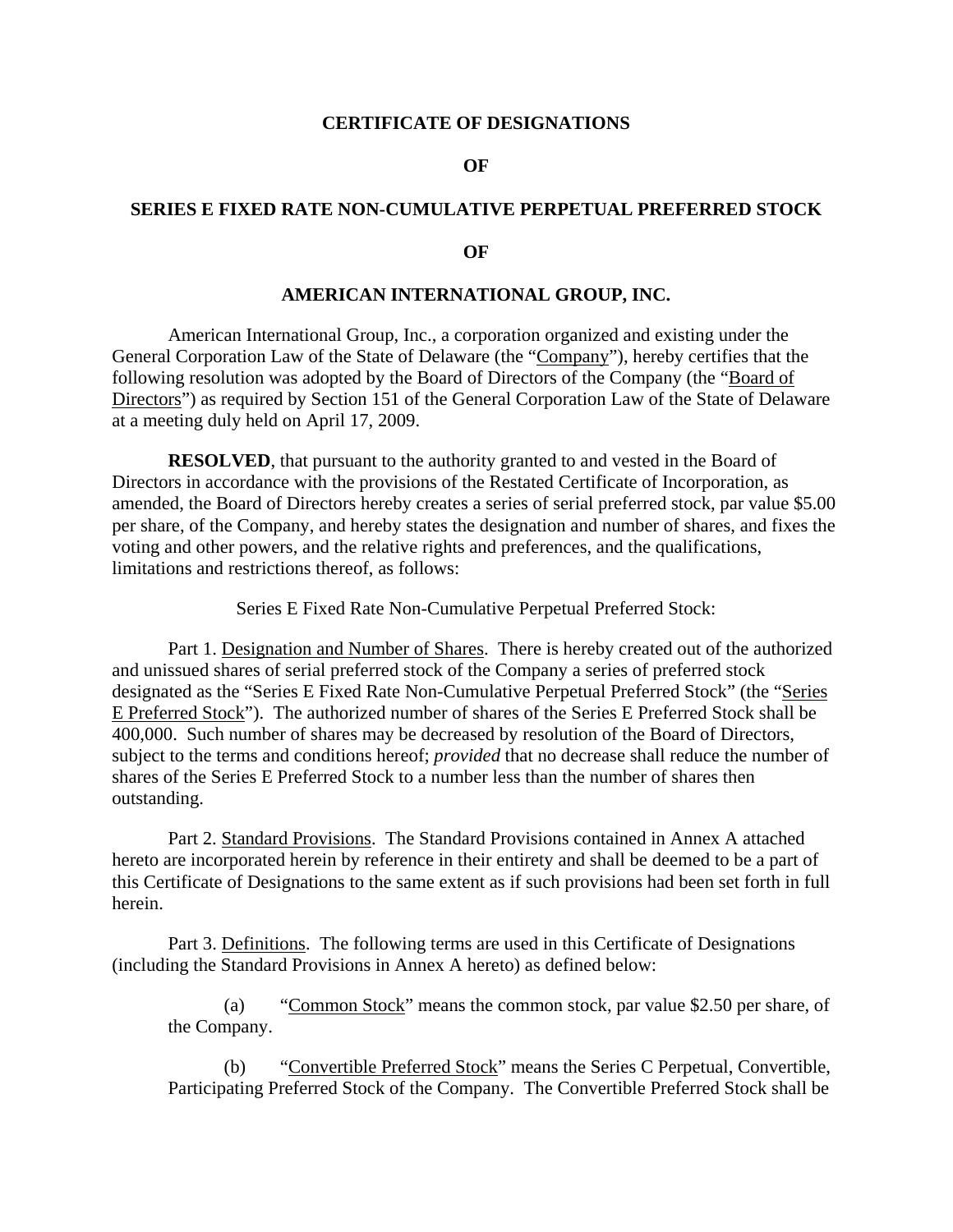# CERTIFICATE OF DESIGNATIONS

# OF

# SERIES E FIXED RATE NON-CUMULATIVE PERPETUAL PREFERRED STOCK

# OF

# AMERICAN INTERNATIONAL GROUP, INC.

American International Group, Inc., a corporation organized and existing under the General Corporation Law of the State of Delaware (the "Company"), hereby certifies that the following resolution was adopted by the Board of Directors of the Company (the "Board of Directors") as required by Section 151 of the General Corporation Law of the State of Delaware at a meeting duly held on April 17, 2009.

**RESOLVED**, that pursuant to the authority granted to and vested in the Board of Directors in accordance with the provisions of the Restated Certificate of Incorporation, as amended, the Board of Directors hereby creates a series of serial preferred stock, par value $5.00 per share, of the Company, and hereby states the designation and number of shares, and fixes the voting and other powers, and the relative rights and preferences, and the qualifications, limitations and restrictions thereof, as follows:

Series E Fixed Rate Non-Cumulative Perpetual Preferred Stock:

Part 1. Designation and Number of Shares. There is hereby created out of the authorized and unissued shares of serial preferred stock of the Company a series of preferred stock designated as the "Series E Fixed Rate Non-Cumulative Perpetual Preferred Stock" (the "Series E Preferred Stock"). The authorized number of shares of the Series E Preferred Stock shall be 400,000. Such number of shares may be decreased by resolution of the Board of Directors, subject to the terms and conditions hereof; *provided* that no decrease shall reduce the number of shares of the Series E Preferred Stock to a number less than the number of shares then outstanding.

Part 2. Standard Provisions. The Standard Provisions contained in Annex A attached hereto are incorporated herein by reference in their entirety and shall be deemed to be a part of this Certificate of Designations to the same extent as if such provisions had been set forth in full herein.

Part 3. Definitions. The following terms are used in this Certificate of Designations (including the Standard Provisions in Annex A hereto) as defined below:

(a) "Common Stock" means the common stock, par value $2.50 per share, of the Company.

(b) "Convertible Preferred Stock" means the Series C Perpetual, Convertible, Participating Preferred Stock of the Company. The Convertible Preferred Stock shall be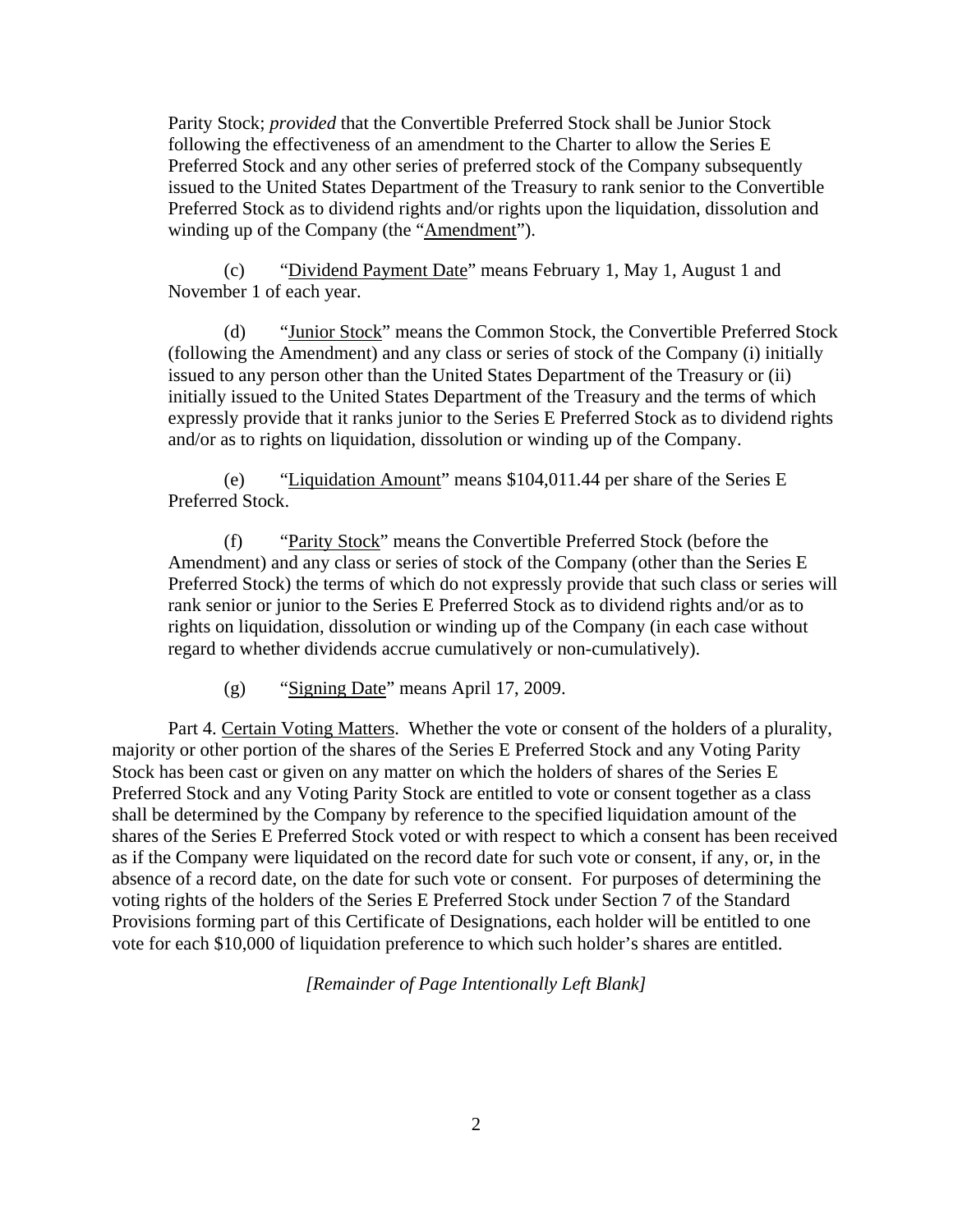Parity Stock; *provided* that the Convertible Preferred Stock shall be Junior Stock following the effectiveness of an amendment to the Charter to allow the Series E Preferred Stock and any other series of preferred stock of the Company subsequently issued to the United States Department of the Treasury to rank senior to the Convertible Preferred Stock as to dividend rights and/or rights upon the liquidation, dissolution and winding up of the Company (the "Amendment").

(c) "Dividend Payment Date" means February 1, May 1, August 1 and November 1 of each year.

(d) "Junior Stock" means the Common Stock, the Convertible Preferred Stock (following the Amendment) and any class or series of stock of the Company (i) initially issued to any person other than the United States Department of the Treasury or (ii) initially issued to the United States Department of the Treasury and the terms of which expressly provide that it ranks junior to the Series E Preferred Stock as to dividend rights and/or as to rights on liquidation, dissolution or winding up of the Company.

(e) "Liquidation Amount" means $104,011.44 per share of the Series E Preferred Stock.

(f) "Parity Stock" means the Convertible Preferred Stock (before the Amendment) and any class or series of stock of the Company (other than the Series E Preferred Stock) the terms of which do not expressly provide that such class or series will rank senior or junior to the Series E Preferred Stock as to dividend rights and/or as to rights on liquidation, dissolution or winding up of the Company (in each case without regard to whether dividends accrue cumulatively or non-cumulatively).

(g) "Signing Date" means April 17, 2009.

Part 4. Certain Voting Matters. Whether the vote or consent of the holders of a plurality, majority or other portion of the shares of the Series E Preferred Stock and any Voting Parity Stock has been cast or given on any matter on which the holders of shares of the Series E Preferred Stock and any Voting Parity Stock are entitled to vote or consent together as a class shall be determined by the Company by reference to the specified liquidation amount of the shares of the Series E Preferred Stock voted or with respect to which a consent has been received as if the Company were liquidated on the record date for such vote or consent, if any, or, in the absence of a record date, on the date for such vote or consent. For purposes of determining the voting rights of the holders of the Series E Preferred Stock under Section 7 of the Standard Provisions forming part of this Certificate of Designations, each holder will be entitled to one vote for each $10,000 of liquidation preference to which such holder's shares are entitled.

*[Remainder of Page Intentionally Left Blank]*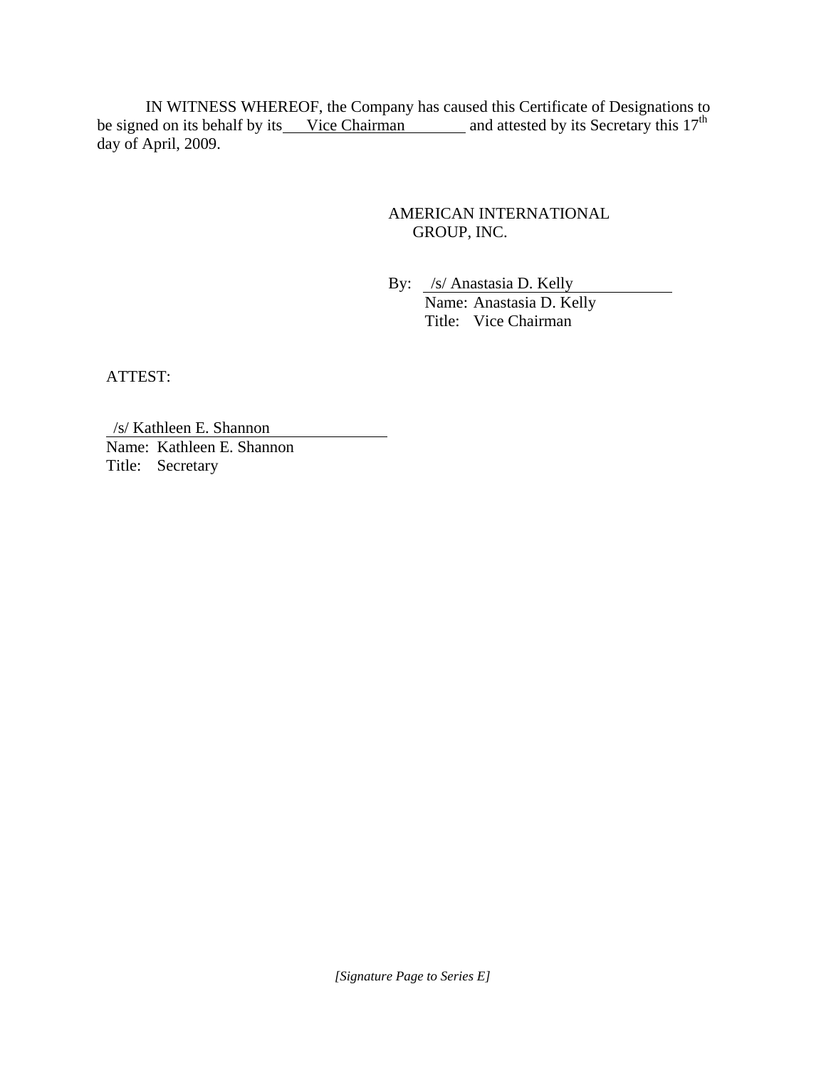IN WITNESS WHEREOF, the Company has caused this Certificate of Designations to be signed on its behalf by its Vice Chairman and attested by its Secretary this 17th day of April, 2009.

AMERICAN INTERNATIONAL GROUP, INC.

By: /s/ Anastasia D. Kelly
Name: Anastasia D. Kelly
Title: Vice Chairman

ATTEST:

/s/ Kathleen E. Shannon
Name: Kathleen E. Shannon
Title: Secretary

*[Signature Page to Series E]*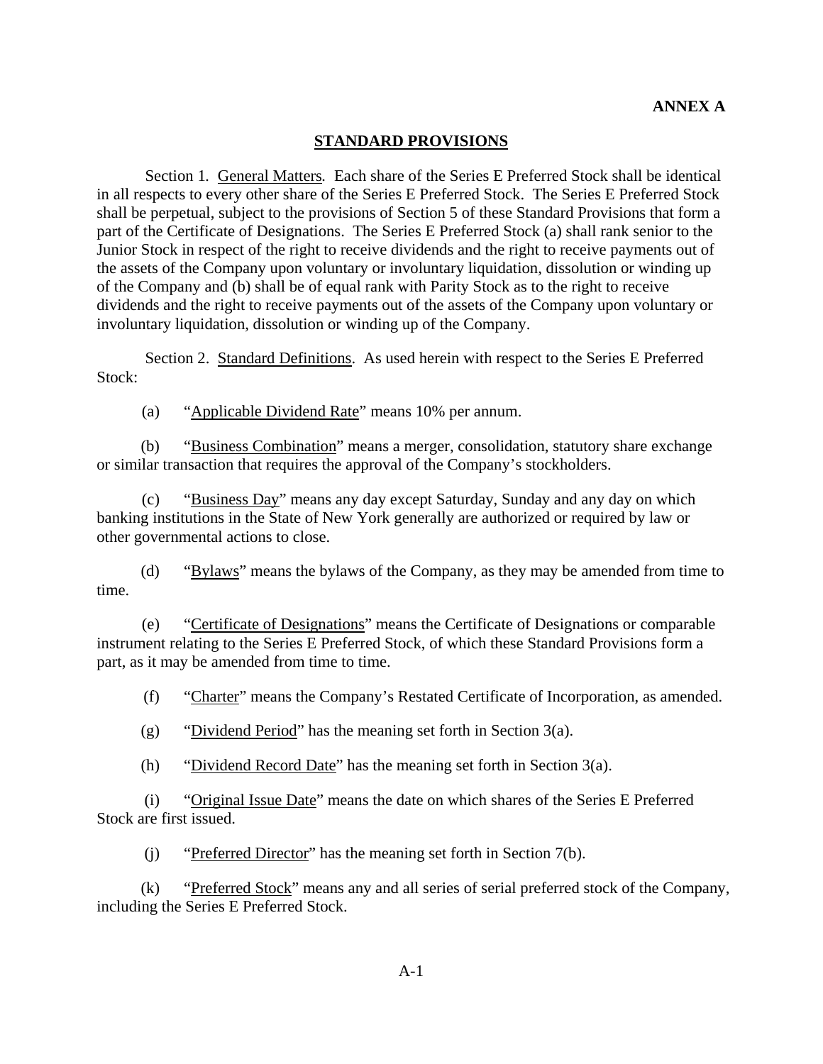**ANNEX A**

## STANDARD PROVISIONS

Section 1. General Matters. Each share of the Series E Preferred Stock shall be identical in all respects to every other share of the Series E Preferred Stock. The Series E Preferred Stock shall be perpetual, subject to the provisions of Section 5 of these Standard Provisions that form a part of the Certificate of Designations. The Series E Preferred Stock (a) shall rank senior to the Junior Stock in respect of the right to receive dividends and the right to receive payments out of the assets of the Company upon voluntary or involuntary liquidation, dissolution or winding up of the Company and (b) shall be of equal rank with Parity Stock as to the right to receive dividends and the right to receive payments out of the assets of the Company upon voluntary or involuntary liquidation, dissolution or winding up of the Company.

Section 2. Standard Definitions. As used herein with respect to the Series E Preferred Stock:

(a) "Applicable Dividend Rate" means 10% per annum.

(b) "Business Combination" means a merger, consolidation, statutory share exchange or similar transaction that requires the approval of the Company's stockholders.

(c) "Business Day" means any day except Saturday, Sunday and any day on which banking institutions in the State of New York generally are authorized or required by law or other governmental actions to close.

(d) "Bylaws" means the bylaws of the Company, as they may be amended from time to time.

(e) "Certificate of Designations" means the Certificate of Designations or comparable instrument relating to the Series E Preferred Stock, of which these Standard Provisions form a part, as it may be amended from time to time.

(f) "Charter" means the Company's Restated Certificate of Incorporation, as amended.

(g) "Dividend Period" has the meaning set forth in Section 3(a).

(h) "Dividend Record Date" has the meaning set forth in Section 3(a).

(i) "Original Issue Date" means the date on which shares of the Series E Preferred Stock are first issued.

(j) "Preferred Director" has the meaning set forth in Section 7(b).

(k) "Preferred Stock" means any and all series of serial preferred stock of the Company, including the Series E Preferred Stock.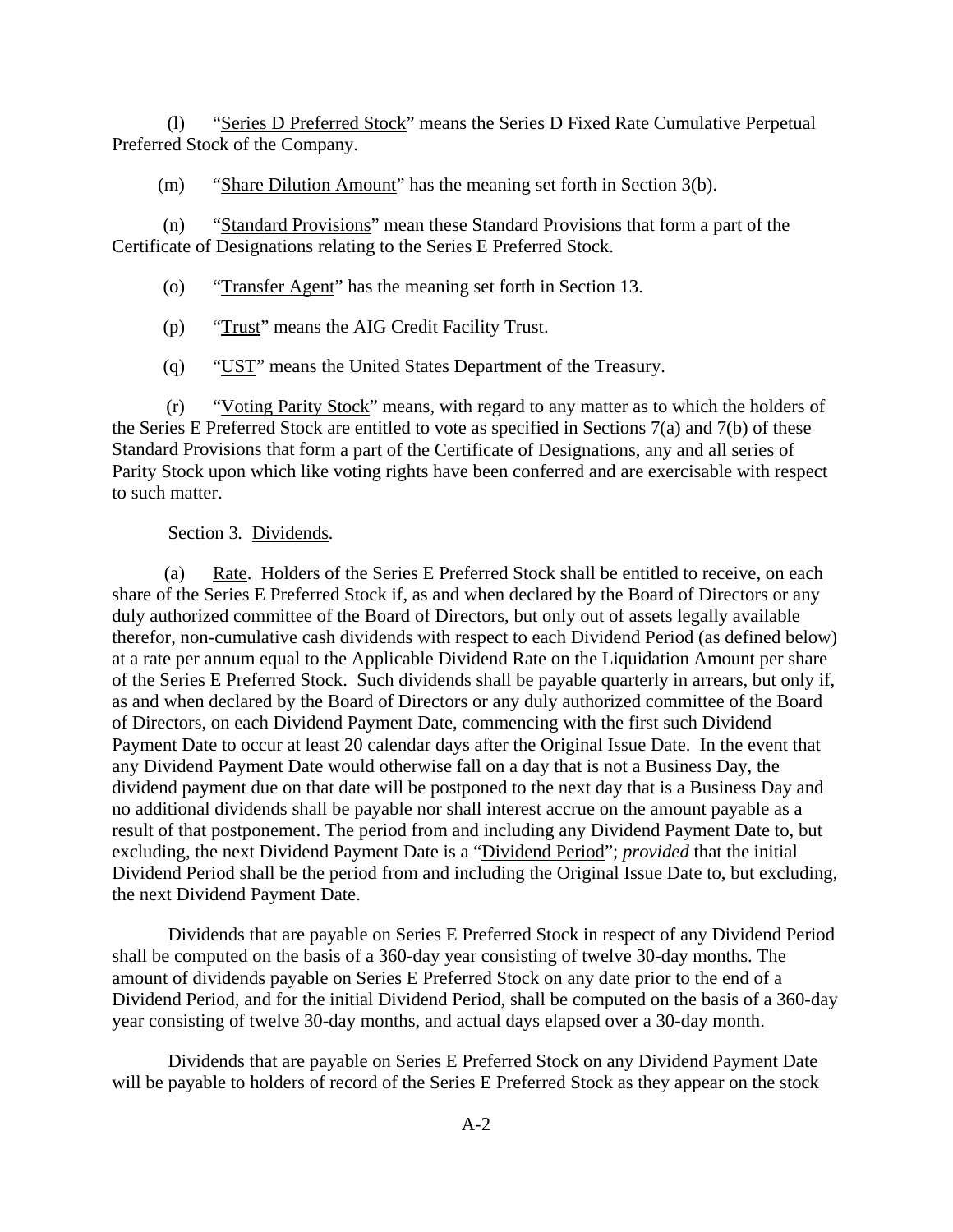(l) "Series D Preferred Stock" means the Series D Fixed Rate Cumulative Perpetual Preferred Stock of the Company.

(m) "Share Dilution Amount" has the meaning set forth in Section 3(b).

(n) "Standard Provisions" mean these Standard Provisions that form a part of the Certificate of Designations relating to the Series E Preferred Stock.

(o) "Transfer Agent" has the meaning set forth in Section 13.

(p) "Trust" means the AIG Credit Facility Trust.

(q) "UST" means the United States Department of the Treasury.

(r) "Voting Parity Stock" means, with regard to any matter as to which the holders of the Series E Preferred Stock are entitled to vote as specified in Sections 7(a) and 7(b) of these Standard Provisions that form a part of the Certificate of Designations, any and all series of Parity Stock upon which like voting rights have been conferred and are exercisable with respect to such matter.

Section 3. Dividends.

(a) Rate. Holders of the Series E Preferred Stock shall be entitled to receive, on each share of the Series E Preferred Stock if, as and when declared by the Board of Directors or any duly authorized committee of the Board of Directors, but only out of assets legally available therefor, non-cumulative cash dividends with respect to each Dividend Period (as defined below) at a rate per annum equal to the Applicable Dividend Rate on the Liquidation Amount per share of the Series E Preferred Stock. Such dividends shall be payable quarterly in arrears, but only if, as and when declared by the Board of Directors or any duly authorized committee of the Board of Directors, on each Dividend Payment Date, commencing with the first such Dividend Payment Date to occur at least 20 calendar days after the Original Issue Date. In the event that any Dividend Payment Date would otherwise fall on a day that is not a Business Day, the dividend payment due on that date will be postponed to the next day that is a Business Day and no additional dividends shall be payable nor shall interest accrue on the amount payable as a result of that postponement. The period from and including any Dividend Payment Date to, but excluding, the next Dividend Payment Date is a "Dividend Period"; *provided* that the initial Dividend Period shall be the period from and including the Original Issue Date to, but excluding, the next Dividend Payment Date.

Dividends that are payable on Series E Preferred Stock in respect of any Dividend Period shall be computed on the basis of a 360-day year consisting of twelve 30-day months. The amount of dividends payable on Series E Preferred Stock on any date prior to the end of a Dividend Period, and for the initial Dividend Period, shall be computed on the basis of a 360-day year consisting of twelve 30-day months, and actual days elapsed over a 30-day month.

Dividends that are payable on Series E Preferred Stock on any Dividend Payment Date will be payable to holders of record of the Series E Preferred Stock as they appear on the stock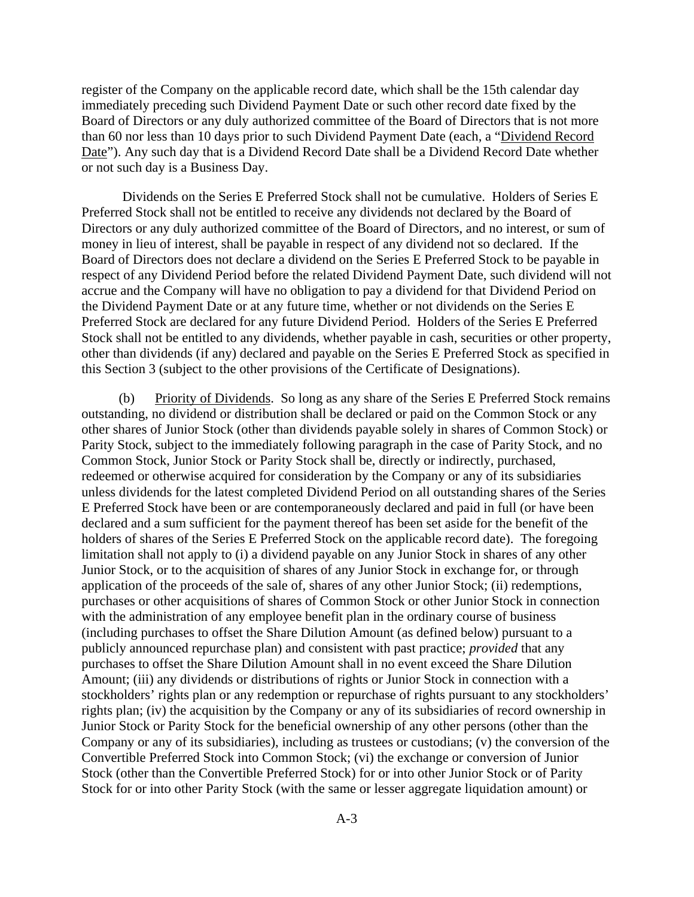register of the Company on the applicable record date, which shall be the 15th calendar day immediately preceding such Dividend Payment Date or such other record date fixed by the Board of Directors or any duly authorized committee of the Board of Directors that is not more than 60 nor less than 10 days prior to such Dividend Payment Date (each, a "Dividend Record Date"). Any such day that is a Dividend Record Date shall be a Dividend Record Date whether or not such day is a Business Day.

Dividends on the Series E Preferred Stock shall not be cumulative. Holders of Series E Preferred Stock shall not be entitled to receive any dividends not declared by the Board of Directors or any duly authorized committee of the Board of Directors, and no interest, or sum of money in lieu of interest, shall be payable in respect of any dividend not so declared. If the Board of Directors does not declare a dividend on the Series E Preferred Stock to be payable in respect of any Dividend Period before the related Dividend Payment Date, such dividend will not accrue and the Company will have no obligation to pay a dividend for that Dividend Period on the Dividend Payment Date or at any future time, whether or not dividends on the Series E Preferred Stock are declared for any future Dividend Period. Holders of the Series E Preferred Stock shall not be entitled to any dividends, whether payable in cash, securities or other property, other than dividends (if any) declared and payable on the Series E Preferred Stock as specified in this Section 3 (subject to the other provisions of the Certificate of Designations).

(b) Priority of Dividends. So long as any share of the Series E Preferred Stock remains outstanding, no dividend or distribution shall be declared or paid on the Common Stock or any other shares of Junior Stock (other than dividends payable solely in shares of Common Stock) or Parity Stock, subject to the immediately following paragraph in the case of Parity Stock, and no Common Stock, Junior Stock or Parity Stock shall be, directly or indirectly, purchased, redeemed or otherwise acquired for consideration by the Company or any of its subsidiaries unless dividends for the latest completed Dividend Period on all outstanding shares of the Series E Preferred Stock have been or are contemporaneously declared and paid in full (or have been declared and a sum sufficient for the payment thereof has been set aside for the benefit of the holders of shares of the Series E Preferred Stock on the applicable record date). The foregoing limitation shall not apply to (i) a dividend payable on any Junior Stock in shares of any other Junior Stock, or to the acquisition of shares of any Junior Stock in exchange for, or through application of the proceeds of the sale of, shares of any other Junior Stock; (ii) redemptions, purchases or other acquisitions of shares of Common Stock or other Junior Stock in connection with the administration of any employee benefit plan in the ordinary course of business (including purchases to offset the Share Dilution Amount (as defined below) pursuant to a publicly announced repurchase plan) and consistent with past practice; *provided* that any purchases to offset the Share Dilution Amount shall in no event exceed the Share Dilution Amount; (iii) any dividends or distributions of rights or Junior Stock in connection with a stockholders' rights plan or any redemption or repurchase of rights pursuant to any stockholders' rights plan; (iv) the acquisition by the Company or any of its subsidiaries of record ownership in Junior Stock or Parity Stock for the beneficial ownership of any other persons (other than the Company or any of its subsidiaries), including as trustees or custodians; (v) the conversion of the Convertible Preferred Stock into Common Stock; (vi) the exchange or conversion of Junior Stock (other than the Convertible Preferred Stock) for or into other Junior Stock or of Parity Stock for or into other Parity Stock (with the same or lesser aggregate liquidation amount) or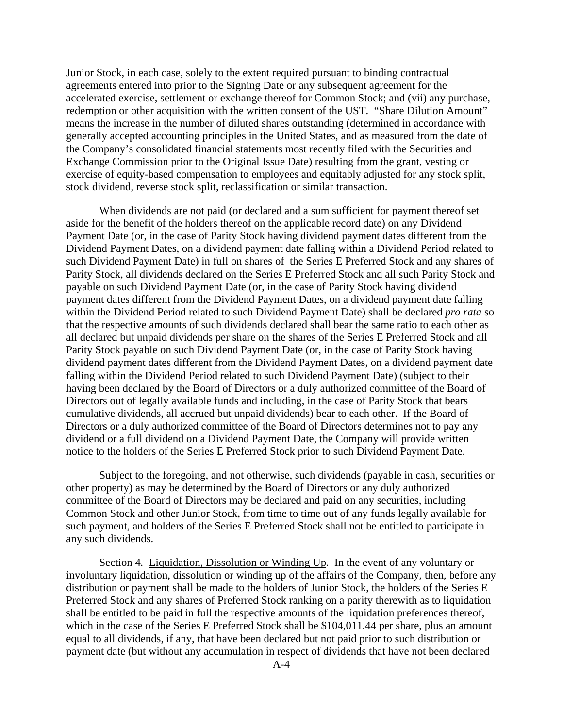Junior Stock, in each case, solely to the extent required pursuant to binding contractual agreements entered into prior to the Signing Date or any subsequent agreement for the accelerated exercise, settlement or exchange thereof for Common Stock; and (vii) any purchase, redemption or other acquisition with the written consent of the UST. "Share Dilution Amount" means the increase in the number of diluted shares outstanding (determined in accordance with generally accepted accounting principles in the United States, and as measured from the date of the Company's consolidated financial statements most recently filed with the Securities and Exchange Commission prior to the Original Issue Date) resulting from the grant, vesting or exercise of equity-based compensation to employees and equitably adjusted for any stock split, stock dividend, reverse stock split, reclassification or similar transaction.

When dividends are not paid (or declared and a sum sufficient for payment thereof set aside for the benefit of the holders thereof on the applicable record date) on any Dividend Payment Date (or, in the case of Parity Stock having dividend payment dates different from the Dividend Payment Dates, on a dividend payment date falling within a Dividend Period related to such Dividend Payment Date) in full on shares of the Series E Preferred Stock and any shares of Parity Stock, all dividends declared on the Series E Preferred Stock and all such Parity Stock and payable on such Dividend Payment Date (or, in the case of Parity Stock having dividend payment dates different from the Dividend Payment Dates, on a dividend payment date falling within the Dividend Period related to such Dividend Payment Date) shall be declared *pro rata* so that the respective amounts of such dividends declared shall bear the same ratio to each other as all declared but unpaid dividends per share on the shares of the Series E Preferred Stock and all Parity Stock payable on such Dividend Payment Date (or, in the case of Parity Stock having dividend payment dates different from the Dividend Payment Dates, on a dividend payment date falling within the Dividend Period related to such Dividend Payment Date) (subject to their having been declared by the Board of Directors or a duly authorized committee of the Board of Directors out of legally available funds and including, in the case of Parity Stock that bears cumulative dividends, all accrued but unpaid dividends) bear to each other. If the Board of Directors or a duly authorized committee of the Board of Directors determines not to pay any dividend or a full dividend on a Dividend Payment Date, the Company will provide written notice to the holders of the Series E Preferred Stock prior to such Dividend Payment Date.

Subject to the foregoing, and not otherwise, such dividends (payable in cash, securities or other property) as may be determined by the Board of Directors or any duly authorized committee of the Board of Directors may be declared and paid on any securities, including Common Stock and other Junior Stock, from time to time out of any funds legally available for such payment, and holders of the Series E Preferred Stock shall not be entitled to participate in any such dividends.

Section 4. Liquidation, Dissolution or Winding Up. In the event of any voluntary or involuntary liquidation, dissolution or winding up of the affairs of the Company, then, before any distribution or payment shall be made to the holders of Junior Stock, the holders of the Series E Preferred Stock and any shares of Preferred Stock ranking on a parity therewith as to liquidation shall be entitled to be paid in full the respective amounts of the liquidation preferences thereof, which in the case of the Series E Preferred Stock shall be $104,011.44 per share, plus an amount equal to all dividends, if any, that have been declared but not paid prior to such distribution or payment date (but without any accumulation in respect of dividends that have not been declared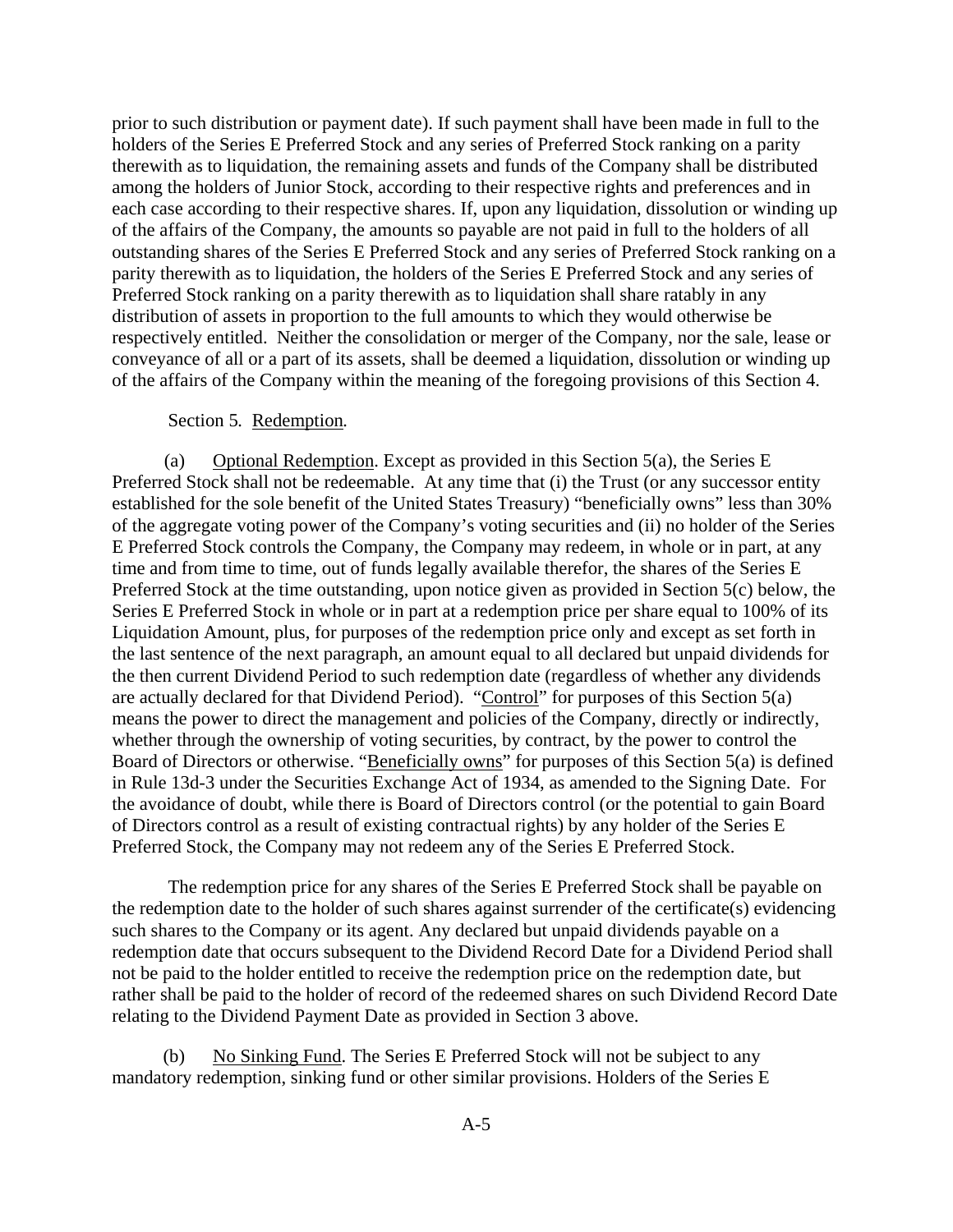prior to such distribution or payment date). If such payment shall have been made in full to the holders of the Series E Preferred Stock and any series of Preferred Stock ranking on a parity therewith as to liquidation, the remaining assets and funds of the Company shall be distributed among the holders of Junior Stock, according to their respective rights and preferences and in each case according to their respective shares. If, upon any liquidation, dissolution or winding up of the affairs of the Company, the amounts so payable are not paid in full to the holders of all outstanding shares of the Series E Preferred Stock and any series of Preferred Stock ranking on a parity therewith as to liquidation, the holders of the Series E Preferred Stock and any series of Preferred Stock ranking on a parity therewith as to liquidation shall share ratably in any distribution of assets in proportion to the full amounts to which they would otherwise be respectively entitled. Neither the consolidation or merger of the Company, nor the sale, lease or conveyance of all or a part of its assets, shall be deemed a liquidation, dissolution or winding up of the affairs of the Company within the meaning of the foregoing provisions of this Section 4.

Section 5. Redemption.

(a) Optional Redemption. Except as provided in this Section 5(a), the Series E Preferred Stock shall not be redeemable. At any time that (i) the Trust (or any successor entity established for the sole benefit of the United States Treasury) "beneficially owns" less than 30% of the aggregate voting power of the Company's voting securities and (ii) no holder of the Series E Preferred Stock controls the Company, the Company may redeem, in whole or in part, at any time and from time to time, out of funds legally available therefor, the shares of the Series E Preferred Stock at the time outstanding, upon notice given as provided in Section 5(c) below, the Series E Preferred Stock in whole or in part at a redemption price per share equal to 100% of its Liquidation Amount, plus, for purposes of the redemption price only and except as set forth in the last sentence of the next paragraph, an amount equal to all declared but unpaid dividends for the then current Dividend Period to such redemption date (regardless of whether any dividends are actually declared for that Dividend Period). "Control" for purposes of this Section 5(a) means the power to direct the management and policies of the Company, directly or indirectly, whether through the ownership of voting securities, by contract, by the power to control the Board of Directors or otherwise. "Beneficially owns" for purposes of this Section 5(a) is defined in Rule 13d-3 under the Securities Exchange Act of 1934, as amended to the Signing Date. For the avoidance of doubt, while there is Board of Directors control (or the potential to gain Board of Directors control as a result of existing contractual rights) by any holder of the Series E Preferred Stock, the Company may not redeem any of the Series E Preferred Stock.

The redemption price for any shares of the Series E Preferred Stock shall be payable on the redemption date to the holder of such shares against surrender of the certificate(s) evidencing such shares to the Company or its agent. Any declared but unpaid dividends payable on a redemption date that occurs subsequent to the Dividend Record Date for a Dividend Period shall not be paid to the holder entitled to receive the redemption price on the redemption date, but rather shall be paid to the holder of record of the redeemed shares on such Dividend Record Date relating to the Dividend Payment Date as provided in Section 3 above.

(b) No Sinking Fund. The Series E Preferred Stock will not be subject to any mandatory redemption, sinking fund or other similar provisions. Holders of the Series E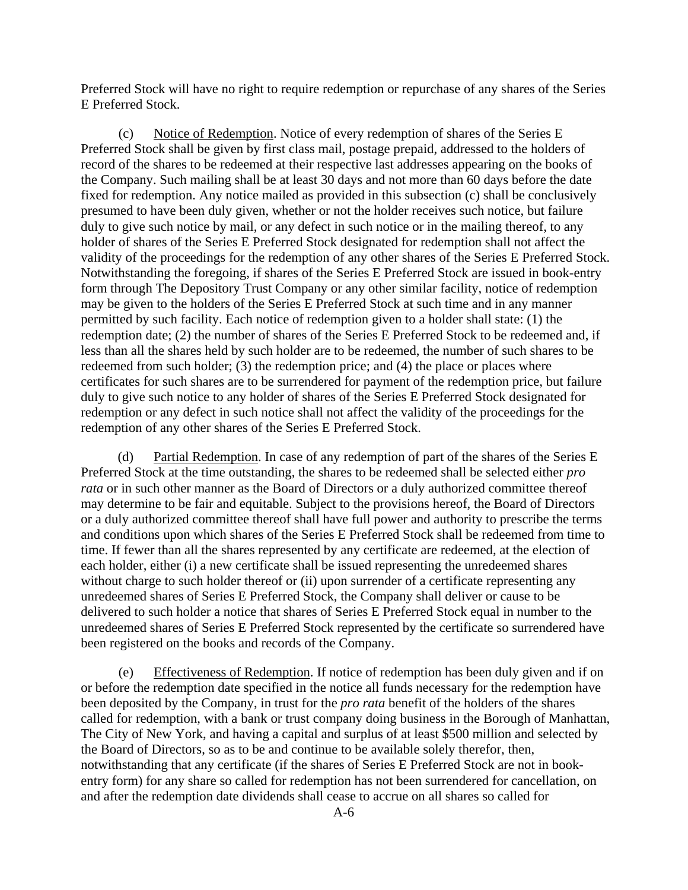Preferred Stock will have no right to require redemption or repurchase of any shares of the Series E Preferred Stock.

(c) Notice of Redemption. Notice of every redemption of shares of the Series E Preferred Stock shall be given by first class mail, postage prepaid, addressed to the holders of record of the shares to be redeemed at their respective last addresses appearing on the books of the Company. Such mailing shall be at least 30 days and not more than 60 days before the date fixed for redemption. Any notice mailed as provided in this subsection (c) shall be conclusively presumed to have been duly given, whether or not the holder receives such notice, but failure duly to give such notice by mail, or any defect in such notice or in the mailing thereof, to any holder of shares of the Series E Preferred Stock designated for redemption shall not affect the validity of the proceedings for the redemption of any other shares of the Series E Preferred Stock. Notwithstanding the foregoing, if shares of the Series E Preferred Stock are issued in book-entry form through The Depository Trust Company or any other similar facility, notice of redemption may be given to the holders of the Series E Preferred Stock at such time and in any manner permitted by such facility. Each notice of redemption given to a holder shall state: (1) the redemption date; (2) the number of shares of the Series E Preferred Stock to be redeemed and, if less than all the shares held by such holder are to be redeemed, the number of such shares to be redeemed from such holder; (3) the redemption price; and (4) the place or places where certificates for such shares are to be surrendered for payment of the redemption price, but failure duly to give such notice to any holder of shares of the Series E Preferred Stock designated for redemption or any defect in such notice shall not affect the validity of the proceedings for the redemption of any other shares of the Series E Preferred Stock.

(d) Partial Redemption. In case of any redemption of part of the shares of the Series E Preferred Stock at the time outstanding, the shares to be redeemed shall be selected either *pro rata* or in such other manner as the Board of Directors or a duly authorized committee thereof may determine to be fair and equitable. Subject to the provisions hereof, the Board of Directors or a duly authorized committee thereof shall have full power and authority to prescribe the terms and conditions upon which shares of the Series E Preferred Stock shall be redeemed from time to time. If fewer than all the shares represented by any certificate are redeemed, at the election of each holder, either (i) a new certificate shall be issued representing the unredeemed shares without charge to such holder thereof or (ii) upon surrender of a certificate representing any unredeemed shares of Series E Preferred Stock, the Company shall deliver or cause to be delivered to such holder a notice that shares of Series E Preferred Stock equal in number to the unredeemed shares of Series E Preferred Stock represented by the certificate so surrendered have been registered on the books and records of the Company.

(e) Effectiveness of Redemption. If notice of redemption has been duly given and if on or before the redemption date specified in the notice all funds necessary for the redemption have been deposited by the Company, in trust for the *pro rata* benefit of the holders of the shares called for redemption, with a bank or trust company doing business in the Borough of Manhattan, The City of New York, and having a capital and surplus of at least $500 million and selected by the Board of Directors, so as to be and continue to be available solely therefor, then, notwithstanding that any certificate (if the shares of Series E Preferred Stock are not in book-entry form) for any share so called for redemption has not been surrendered for cancellation, on and after the redemption date dividends shall cease to accrue on all shares so called for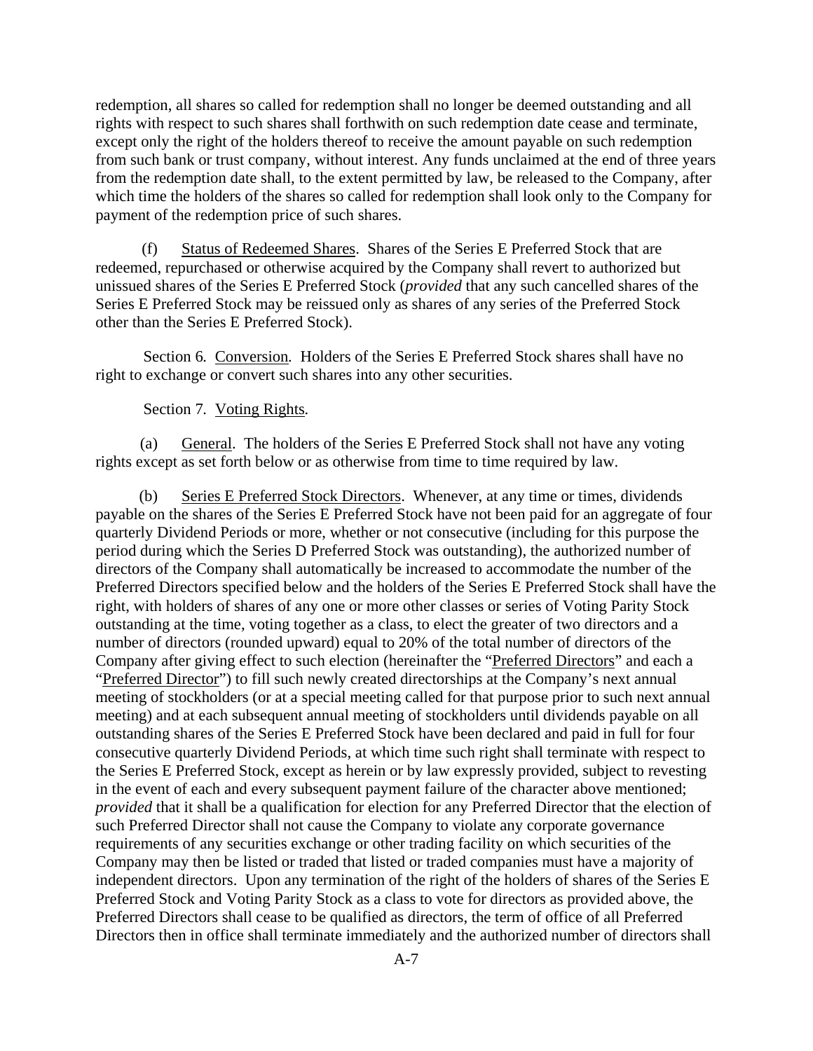redemption, all shares so called for redemption shall no longer be deemed outstanding and all rights with respect to such shares shall forthwith on such redemption date cease and terminate, except only the right of the holders thereof to receive the amount payable on such redemption from such bank or trust company, without interest. Any funds unclaimed at the end of three years from the redemption date shall, to the extent permitted by law, be released to the Company, after which time the holders of the shares so called for redemption shall look only to the Company for payment of the redemption price of such shares.

(f) Status of Redeemed Shares. Shares of the Series E Preferred Stock that are redeemed, repurchased or otherwise acquired by the Company shall revert to authorized but unissued shares of the Series E Preferred Stock (*provided* that any such cancelled shares of the Series E Preferred Stock may be reissued only as shares of any series of the Preferred Stock other than the Series E Preferred Stock).

Section 6. Conversion. Holders of the Series E Preferred Stock shares shall have no right to exchange or convert such shares into any other securities.

Section 7. Voting Rights.

(a) General. The holders of the Series E Preferred Stock shall not have any voting rights except as set forth below or as otherwise from time to time required by law.

(b) Series E Preferred Stock Directors. Whenever, at any time or times, dividends payable on the shares of the Series E Preferred Stock have not been paid for an aggregate of four quarterly Dividend Periods or more, whether or not consecutive (including for this purpose the period during which the Series D Preferred Stock was outstanding), the authorized number of directors of the Company shall automatically be increased to accommodate the number of the Preferred Directors specified below and the holders of the Series E Preferred Stock shall have the right, with holders of shares of any one or more other classes or series of Voting Parity Stock outstanding at the time, voting together as a class, to elect the greater of two directors and a number of directors (rounded upward) equal to 20% of the total number of directors of the Company after giving effect to such election (hereinafter the "Preferred Directors" and each a "Preferred Director") to fill such newly created directorships at the Company's next annual meeting of stockholders (or at a special meeting called for that purpose prior to such next annual meeting) and at each subsequent annual meeting of stockholders until dividends payable on all outstanding shares of the Series E Preferred Stock have been declared and paid in full for four consecutive quarterly Dividend Periods, at which time such right shall terminate with respect to the Series E Preferred Stock, except as herein or by law expressly provided, subject to revesting in the event of each and every subsequent payment failure of the character above mentioned; *provided* that it shall be a qualification for election for any Preferred Director that the election of such Preferred Director shall not cause the Company to violate any corporate governance requirements of any securities exchange or other trading facility on which securities of the Company may then be listed or traded that listed or traded companies must have a majority of independent directors. Upon any termination of the right of the holders of shares of the Series E Preferred Stock and Voting Parity Stock as a class to vote for directors as provided above, the Preferred Directors shall cease to be qualified as directors, the term of office of all Preferred Directors then in office shall terminate immediately and the authorized number of directors shall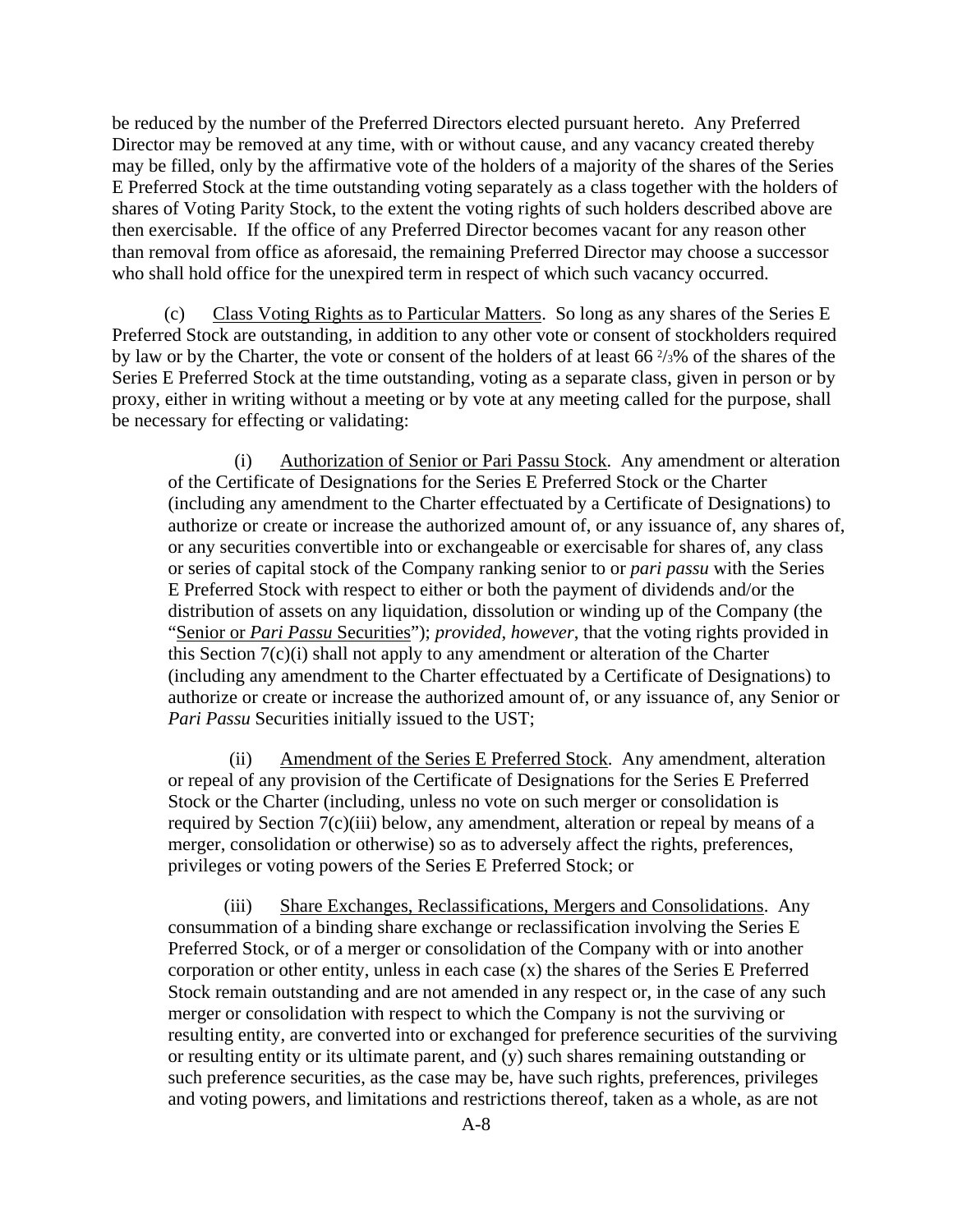be reduced by the number of the Preferred Directors elected pursuant hereto. Any Preferred Director may be removed at any time, with or without cause, and any vacancy created thereby may be filled, only by the affirmative vote of the holders of a majority of the shares of the Series E Preferred Stock at the time outstanding voting separately as a class together with the holders of shares of Voting Parity Stock, to the extent the voting rights of such holders described above are then exercisable. If the office of any Preferred Director becomes vacant for any reason other than removal from office as aforesaid, the remaining Preferred Director may choose a successor who shall hold office for the unexpired term in respect of which such vacancy occurred.

(c) Class Voting Rights as to Particular Matters. So long as any shares of the Series E Preferred Stock are outstanding, in addition to any other vote or consent of stockholders required by law or by the Charter, the vote or consent of the holders of at least 66 2/3% of the shares of the Series E Preferred Stock at the time outstanding, voting as a separate class, given in person or by proxy, either in writing without a meeting or by vote at any meeting called for the purpose, shall be necessary for effecting or validating:

(i) Authorization of Senior or Pari Passu Stock. Any amendment or alteration of the Certificate of Designations for the Series E Preferred Stock or the Charter (including any amendment to the Charter effectuated by a Certificate of Designations) to authorize or create or increase the authorized amount of, or any issuance of, any shares of, or any securities convertible into or exchangeable or exercisable for shares of, any class or series of capital stock of the Company ranking senior to or *pari passu* with the Series E Preferred Stock with respect to either or both the payment of dividends and/or the distribution of assets on any liquidation, dissolution or winding up of the Company (the "Senior or *Pari Passu* Securities"); *provided*, *however*, that the voting rights provided in this Section 7(c)(i) shall not apply to any amendment or alteration of the Charter (including any amendment to the Charter effectuated by a Certificate of Designations) to authorize or create or increase the authorized amount of, or any issuance of, any Senior or *Pari Passu* Securities initially issued to the UST;

(ii) Amendment of the Series E Preferred Stock. Any amendment, alteration or repeal of any provision of the Certificate of Designations for the Series E Preferred Stock or the Charter (including, unless no vote on such merger or consolidation is required by Section 7(c)(iii) below, any amendment, alteration or repeal by means of a merger, consolidation or otherwise) so as to adversely affect the rights, preferences, privileges or voting powers of the Series E Preferred Stock; or

(iii) Share Exchanges, Reclassifications, Mergers and Consolidations. Any consummation of a binding share exchange or reclassification involving the Series E Preferred Stock, or of a merger or consolidation of the Company with or into another corporation or other entity, unless in each case (x) the shares of the Series E Preferred Stock remain outstanding and are not amended in any respect or, in the case of any such merger or consolidation with respect to which the Company is not the surviving or resulting entity, are converted into or exchanged for preference securities of the surviving or resulting entity or its ultimate parent, and (y) such shares remaining outstanding or such preference securities, as the case may be, have such rights, preferences, privileges and voting powers, and limitations and restrictions thereof, taken as a whole, as are not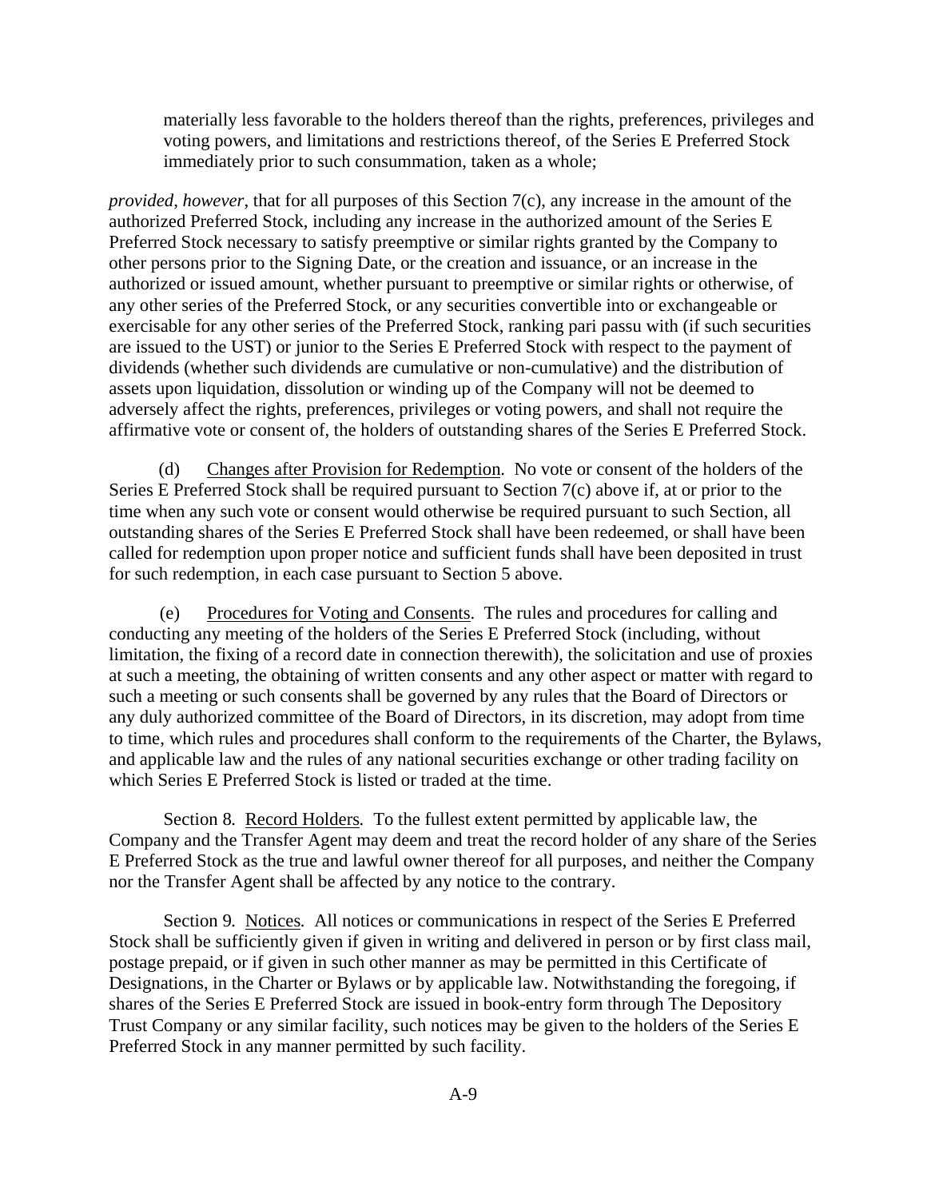materially less favorable to the holders thereof than the rights, preferences, privileges and voting powers, and limitations and restrictions thereof, of the Series E Preferred Stock immediately prior to such consummation, taken as a whole;

*provided*, *however*, that for all purposes of this Section 7(c), any increase in the amount of the authorized Preferred Stock, including any increase in the authorized amount of the Series E Preferred Stock necessary to satisfy preemptive or similar rights granted by the Company to other persons prior to the Signing Date, or the creation and issuance, or an increase in the authorized or issued amount, whether pursuant to preemptive or similar rights or otherwise, of any other series of the Preferred Stock, or any securities convertible into or exchangeable or exercisable for any other series of the Preferred Stock, ranking pari passu with (if such securities are issued to the UST) or junior to the Series E Preferred Stock with respect to the payment of dividends (whether such dividends are cumulative or non-cumulative) and the distribution of assets upon liquidation, dissolution or winding up of the Company will not be deemed to adversely affect the rights, preferences, privileges or voting powers, and shall not require the affirmative vote or consent of, the holders of outstanding shares of the Series E Preferred Stock.

(d) Changes after Provision for Redemption. No vote or consent of the holders of the Series E Preferred Stock shall be required pursuant to Section 7(c) above if, at or prior to the time when any such vote or consent would otherwise be required pursuant to such Section, all outstanding shares of the Series E Preferred Stock shall have been redeemed, or shall have been called for redemption upon proper notice and sufficient funds shall have been deposited in trust for such redemption, in each case pursuant to Section 5 above.

(e) Procedures for Voting and Consents. The rules and procedures for calling and conducting any meeting of the holders of the Series E Preferred Stock (including, without limitation, the fixing of a record date in connection therewith), the solicitation and use of proxies at such a meeting, the obtaining of written consents and any other aspect or matter with regard to such a meeting or such consents shall be governed by any rules that the Board of Directors or any duly authorized committee of the Board of Directors, in its discretion, may adopt from time to time, which rules and procedures shall conform to the requirements of the Charter, the Bylaws, and applicable law and the rules of any national securities exchange or other trading facility on which Series E Preferred Stock is listed or traded at the time.

Section 8. Record Holders. To the fullest extent permitted by applicable law, the Company and the Transfer Agent may deem and treat the record holder of any share of the Series E Preferred Stock as the true and lawful owner thereof for all purposes, and neither the Company nor the Transfer Agent shall be affected by any notice to the contrary.

Section 9. Notices. All notices or communications in respect of the Series E Preferred Stock shall be sufficiently given if given in writing and delivered in person or by first class mail, postage prepaid, or if given in such other manner as may be permitted in this Certificate of Designations, in the Charter or Bylaws or by applicable law. Notwithstanding the foregoing, if shares of the Series E Preferred Stock are issued in book-entry form through The Depository Trust Company or any similar facility, such notices may be given to the holders of the Series E Preferred Stock in any manner permitted by such facility.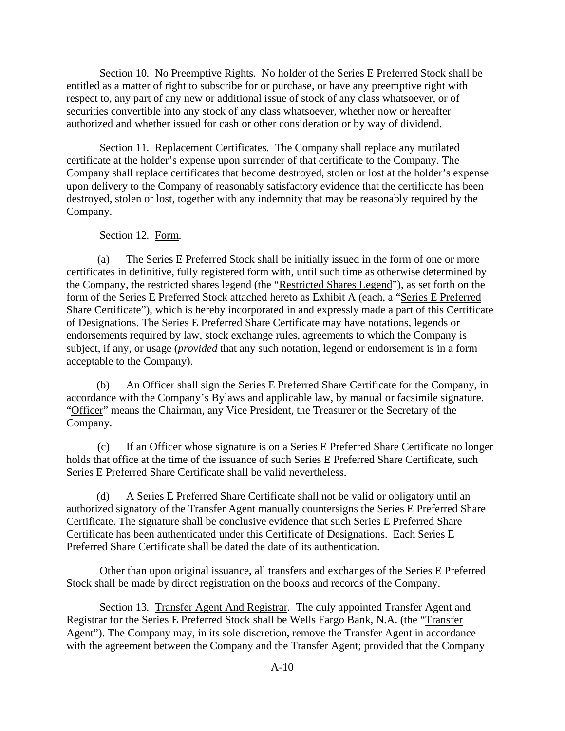Section 10. No Preemptive Rights. No holder of the Series E Preferred Stock shall be entitled as a matter of right to subscribe for or purchase, or have any preemptive right with respect to, any part of any new or additional issue of stock of any class whatsoever, or of securities convertible into any stock of any class whatsoever, whether now or hereafter authorized and whether issued for cash or other consideration or by way of dividend.

Section 11. Replacement Certificates. The Company shall replace any mutilated certificate at the holder's expense upon surrender of that certificate to the Company. The Company shall replace certificates that become destroyed, stolen or lost at the holder's expense upon delivery to the Company of reasonably satisfactory evidence that the certificate has been destroyed, stolen or lost, together with any indemnity that may be reasonably required by the Company.

Section 12. Form.

(a) The Series E Preferred Stock shall be initially issued in the form of one or more certificates in definitive, fully registered form with, until such time as otherwise determined by the Company, the restricted shares legend (the "Restricted Shares Legend"), as set forth on the form of the Series E Preferred Stock attached hereto as Exhibit A (each, a "Series E Preferred Share Certificate"), which is hereby incorporated in and expressly made a part of this Certificate of Designations. The Series E Preferred Share Certificate may have notations, legends or endorsements required by law, stock exchange rules, agreements to which the Company is subject, if any, or usage (*provided* that any such notation, legend or endorsement is in a form acceptable to the Company).

(b) An Officer shall sign the Series E Preferred Share Certificate for the Company, in accordance with the Company's Bylaws and applicable law, by manual or facsimile signature. "Officer" means the Chairman, any Vice President, the Treasurer or the Secretary of the Company.

(c) If an Officer whose signature is on a Series E Preferred Share Certificate no longer holds that office at the time of the issuance of such Series E Preferred Share Certificate, such Series E Preferred Share Certificate shall be valid nevertheless.

(d) A Series E Preferred Share Certificate shall not be valid or obligatory until an authorized signatory of the Transfer Agent manually countersigns the Series E Preferred Share Certificate. The signature shall be conclusive evidence that such Series E Preferred Share Certificate has been authenticated under this Certificate of Designations. Each Series E Preferred Share Certificate shall be dated the date of its authentication.

Other than upon original issuance, all transfers and exchanges of the Series E Preferred Stock shall be made by direct registration on the books and records of the Company.

Section 13. Transfer Agent And Registrar. The duly appointed Transfer Agent and Registrar for the Series E Preferred Stock shall be Wells Fargo Bank, N.A. (the "Transfer Agent"). The Company may, in its sole discretion, remove the Transfer Agent in accordance with the agreement between the Company and the Transfer Agent; provided that the Company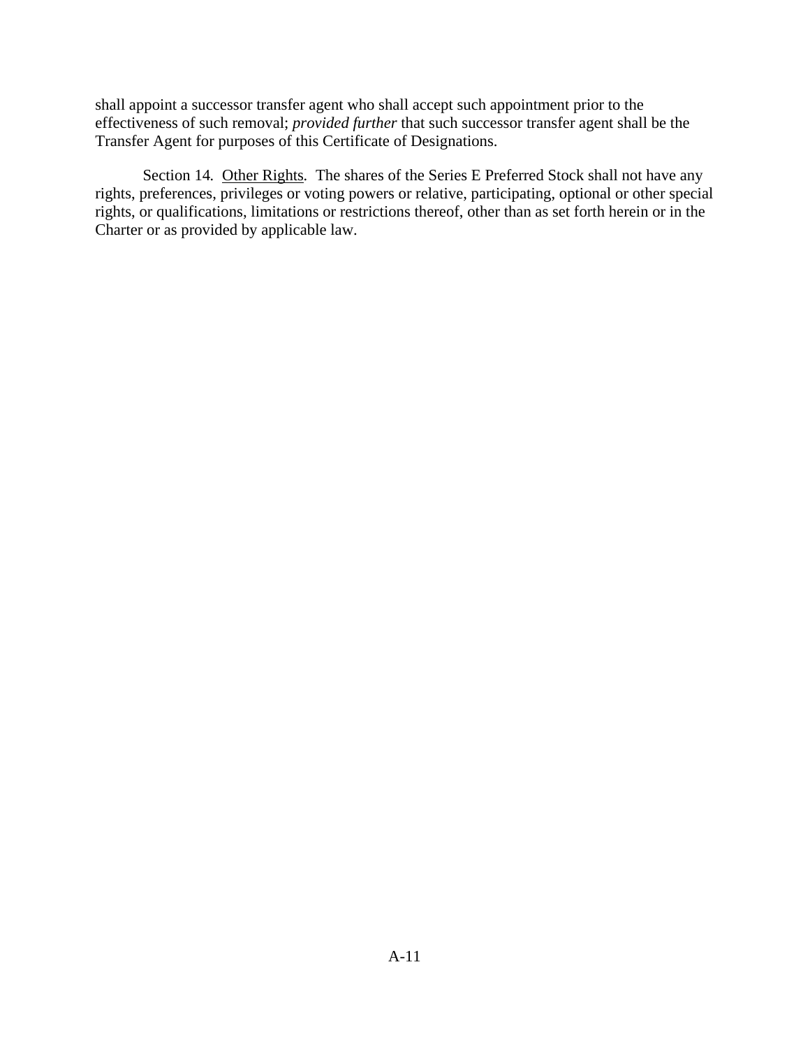shall appoint a successor transfer agent who shall accept such appointment prior to the effectiveness of such removal; *provided further* that such successor transfer agent shall be the Transfer Agent for purposes of this Certificate of Designations.

Section 14. Other Rights. The shares of the Series E Preferred Stock shall not have any rights, preferences, privileges or voting powers or relative, participating, optional or other special rights, or qualifications, limitations or restrictions thereof, other than as set forth herein or in the Charter or as provided by applicable law.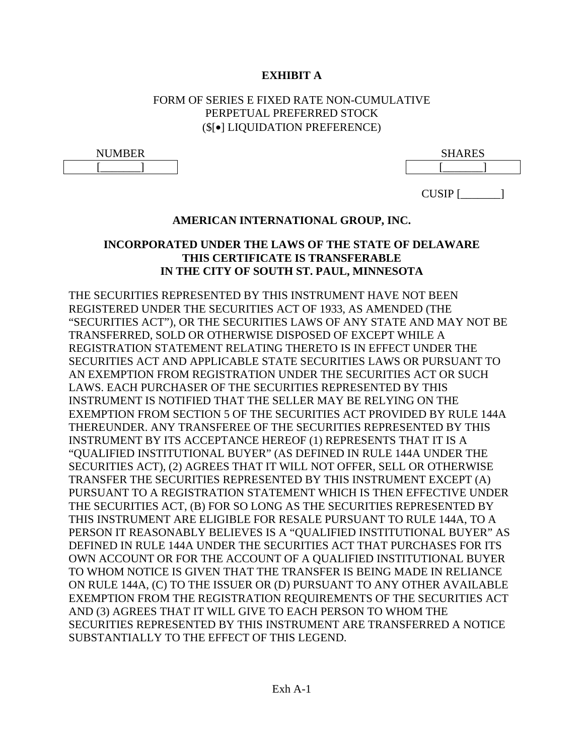**EXHIBIT A**

FORM OF SERIES E FIXED RATE NON-CUMULATIVE
PERPETUAL PREFERRED STOCK
($[•] LIQUIDATION PREFERENCE)

| NUMBER | SHARES |
|---|---|
| [_______] | [_______] |

CUSIP [_______]

**AMERICAN INTERNATIONAL GROUP, INC.**

**INCORPORATED UNDER THE LAWS OF THE STATE OF DELAWARE**
**THIS CERTIFICATE IS TRANSFERABLE**
**IN THE CITY OF SOUTH ST. PAUL, MINNESOTA**

THE SECURITIES REPRESENTED BY THIS INSTRUMENT HAVE NOT BEEN REGISTERED UNDER THE SECURITIES ACT OF 1933, AS AMENDED (THE "SECURITIES ACT"), OR THE SECURITIES LAWS OF ANY STATE AND MAY NOT BE TRANSFERRED, SOLD OR OTHERWISE DISPOSED OF EXCEPT WHILE A REGISTRATION STATEMENT RELATING THERETO IS IN EFFECT UNDER THE SECURITIES ACT AND APPLICABLE STATE SECURITIES LAWS OR PURSUANT TO AN EXEMPTION FROM REGISTRATION UNDER THE SECURITIES ACT OR SUCH LAWS. EACH PURCHASER OF THE SECURITIES REPRESENTED BY THIS INSTRUMENT IS NOTIFIED THAT THE SELLER MAY BE RELYING ON THE EXEMPTION FROM SECTION 5 OF THE SECURITIES ACT PROVIDED BY RULE 144A THEREUNDER. ANY TRANSFEREE OF THE SECURITIES REPRESENTED BY THIS INSTRUMENT BY ITS ACCEPTANCE HEREOF (1) REPRESENTS THAT IT IS A "QUALIFIED INSTITUTIONAL BUYER" (AS DEFINED IN RULE 144A UNDER THE SECURITIES ACT), (2) AGREES THAT IT WILL NOT OFFER, SELL OR OTHERWISE TRANSFER THE SECURITIES REPRESENTED BY THIS INSTRUMENT EXCEPT (A) PURSUANT TO A REGISTRATION STATEMENT WHICH IS THEN EFFECTIVE UNDER THE SECURITIES ACT, (B) FOR SO LONG AS THE SECURITIES REPRESENTED BY THIS INSTRUMENT ARE ELIGIBLE FOR RESALE PURSUANT TO RULE 144A, TO A PERSON IT REASONABLY BELIEVES IS A "QUALIFIED INSTITUTIONAL BUYER" AS DEFINED IN RULE 144A UNDER THE SECURITIES ACT THAT PURCHASES FOR ITS OWN ACCOUNT OR FOR THE ACCOUNT OF A QUALIFIED INSTITUTIONAL BUYER TO WHOM NOTICE IS GIVEN THAT THE TRANSFER IS BEING MADE IN RELIANCE ON RULE 144A, (C) TO THE ISSUER OR (D) PURSUANT TO ANY OTHER AVAILABLE EXEMPTION FROM THE REGISTRATION REQUIREMENTS OF THE SECURITIES ACT AND (3) AGREES THAT IT WILL GIVE TO EACH PERSON TO WHOM THE SECURITIES REPRESENTED BY THIS INSTRUMENT ARE TRANSFERRED A NOTICE SUBSTANTIALLY TO THE EFFECT OF THIS LEGEND.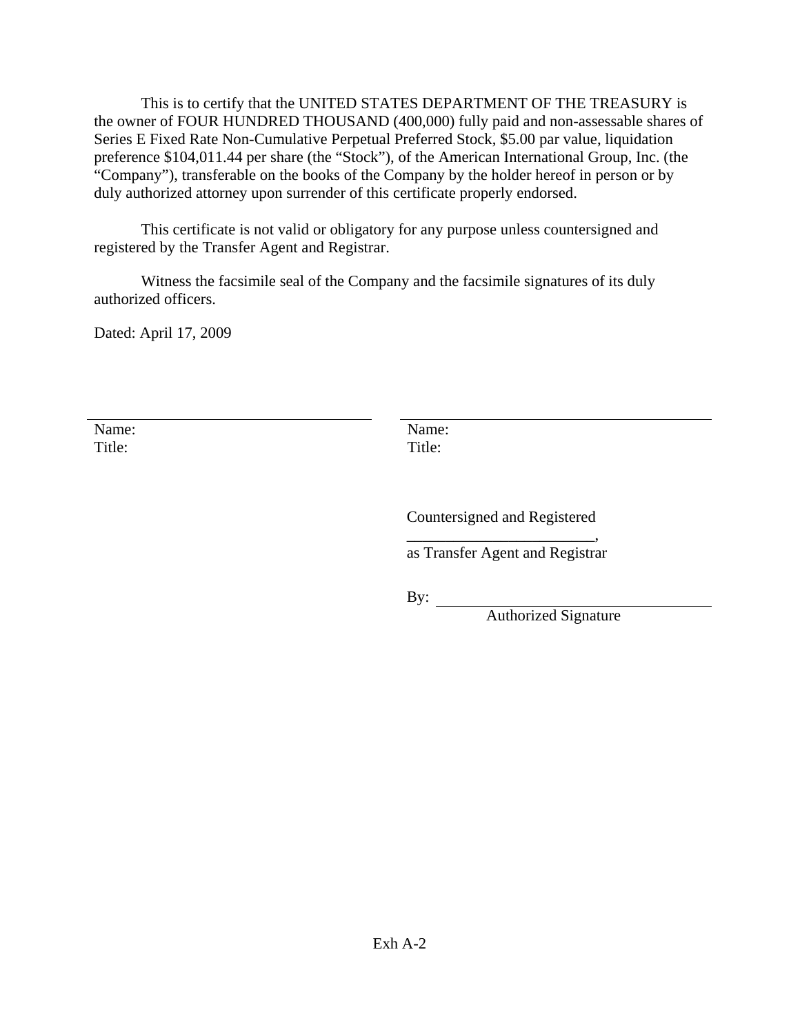This is to certify that the UNITED STATES DEPARTMENT OF THE TREASURY is the owner of FOUR HUNDRED THOUSAND (400,000) fully paid and non-assessable shares of Series E Fixed Rate Non-Cumulative Perpetual Preferred Stock, $5.00 par value, liquidation preference $104,011.44 per share (the "Stock"), of the American International Group, Inc. (the "Company"), transferable on the books of the Company by the holder hereof in person or by duly authorized attorney upon surrender of this certificate properly endorsed.

This certificate is not valid or obligatory for any purpose unless countersigned and registered by the Transfer Agent and Registrar.

Witness the facsimile seal of the Company and the facsimile signatures of its duly authorized officers.

Dated: April 17, 2009

| | |
|---|---|
| Name: | Name: |
| Title: | Title: |

Countersigned and Registered

________________________,
as Transfer Agent and Registrar

By: ________________________
Authorized Signature

Exh A-2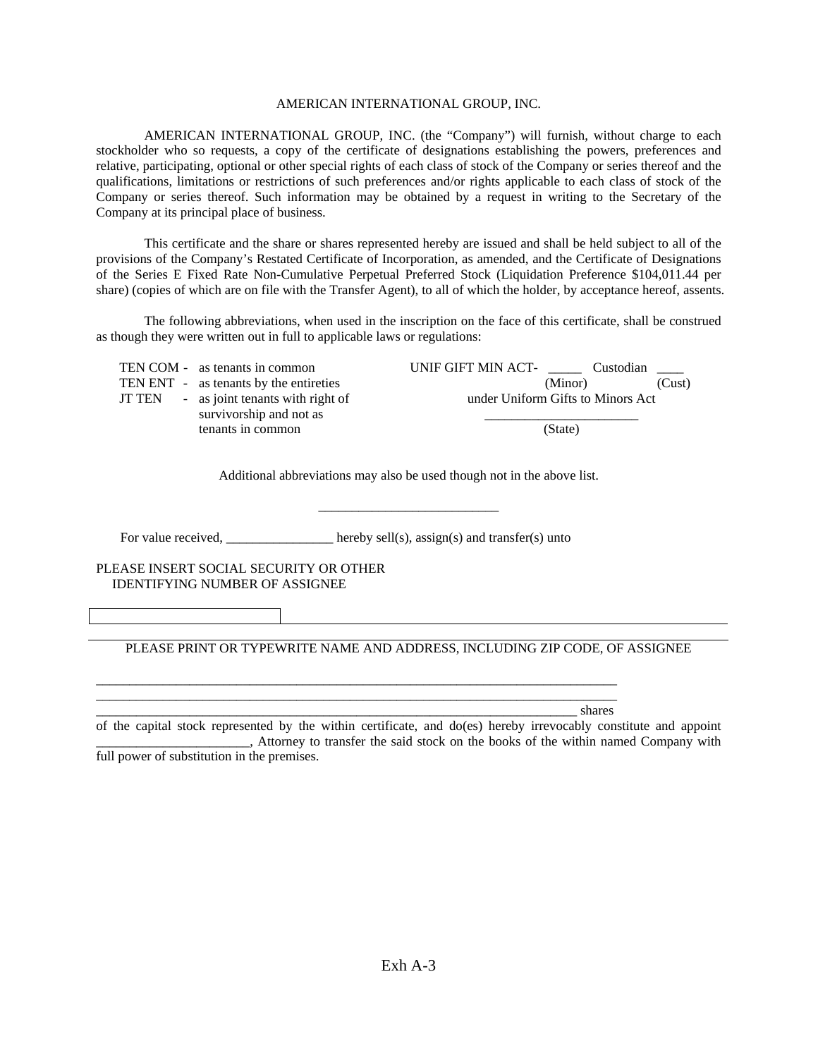AMERICAN INTERNATIONAL GROUP, INC.

AMERICAN INTERNATIONAL GROUP, INC. (the "Company") will furnish, without charge to each stockholder who so requests, a copy of the certificate of designations establishing the powers, preferences and relative, participating, optional or other special rights of each class of stock of the Company or series thereof and the qualifications, limitations or restrictions of such preferences and/or rights applicable to each class of stock of the Company or series thereof. Such information may be obtained by a request in writing to the Secretary of the Company at its principal place of business.

This certificate and the share or shares represented hereby are issued and shall be held subject to all of the provisions of the Company's Restated Certificate of Incorporation, as amended, and the Certificate of Designations of the Series E Fixed Rate Non-Cumulative Perpetual Preferred Stock (Liquidation Preference $104,011.44 per share) (copies of which are on file with the Transfer Agent), to all of which the holder, by acceptance hereof, assents.

The following abbreviations, when used in the inscription on the face of this certificate, shall be construed as though they were written out in full to applicable laws or regulations:

| | | |
|---|---|---|
| TEN COM - | as tenants in common | UNIF GIFT MIN ACT- _____ Custodian ____ (Minor) (Cust) |
| TEN ENT - | as tenants by the entireties | under Uniform Gifts to Minors Act |
| JT TEN - | as joint tenants with right of survivorship and not as tenants in common | _______________________ (State) |

Additional abbreviations may also be used though not in the above list.

___________________________

For value received, ________________ hereby sell(s), assign(s) and transfer(s) unto

PLEASE INSERT SOCIAL SECURITY OR OTHER IDENTIFYING NUMBER OF ASSIGNEE

PLEASE PRINT OR TYPEWRITE NAME AND ADDRESS, INCLUDING ZIP CODE, OF ASSIGNEE

_______________________________________________________________________________

_______________________________________________________________________________

_______________________________________________________________________________ shares of the capital stock represented by the within certificate, and do(es) hereby irrevocably constitute and appoint _______________________, Attorney to transfer the said stock on the books of the within named Company with full power of substitution in the premises.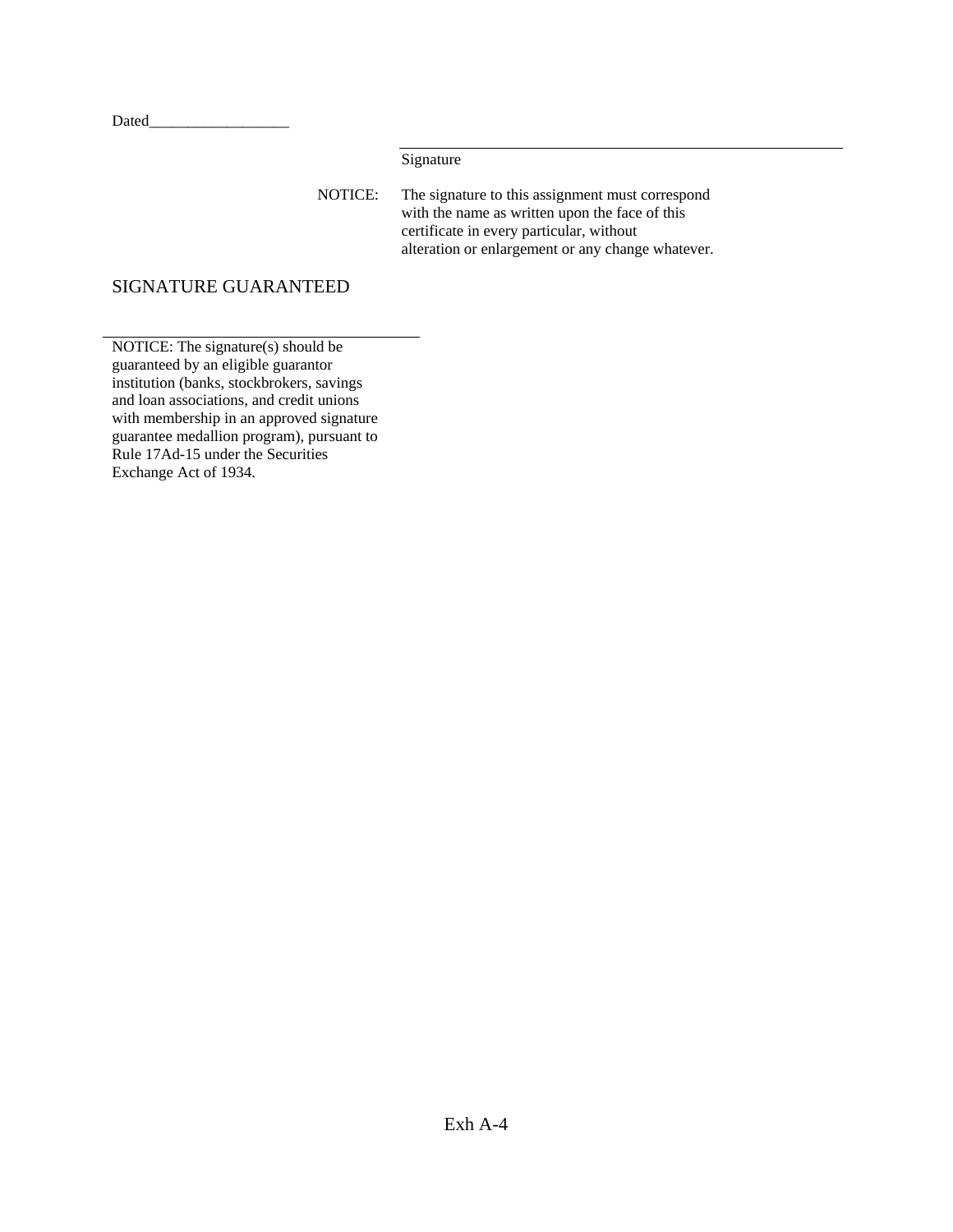Dated__________________

\_\_\_\_\_\_\_\_\_\_\_\_\_\_\_\_\_\_\_\_\_\_\_\_\_\_\_\_\_\_\_\_\_\_\_\_\_\_\_\_

Signature

NOTICE: The signature to this assignment must correspond with the name as written upon the face of this certificate in every particular, without alteration or enlargement or any change whatever.

SIGNATURE GUARANTEED

\_\_\_\_\_\_\_\_\_\_\_\_\_\_\_\_\_\_\_\_\_\_\_\_\_\_\_\_\_\_\_\_\_\_\_\_\_\_\_\_

NOTICE: The signature(s) should be guaranteed by an eligible guarantor institution (banks, stockbrokers, savings and loan associations, and credit unions with membership in an approved signature guarantee medallion program), pursuant to Rule 17Ad-15 under the Securities Exchange Act of 1934.

Exh A-4